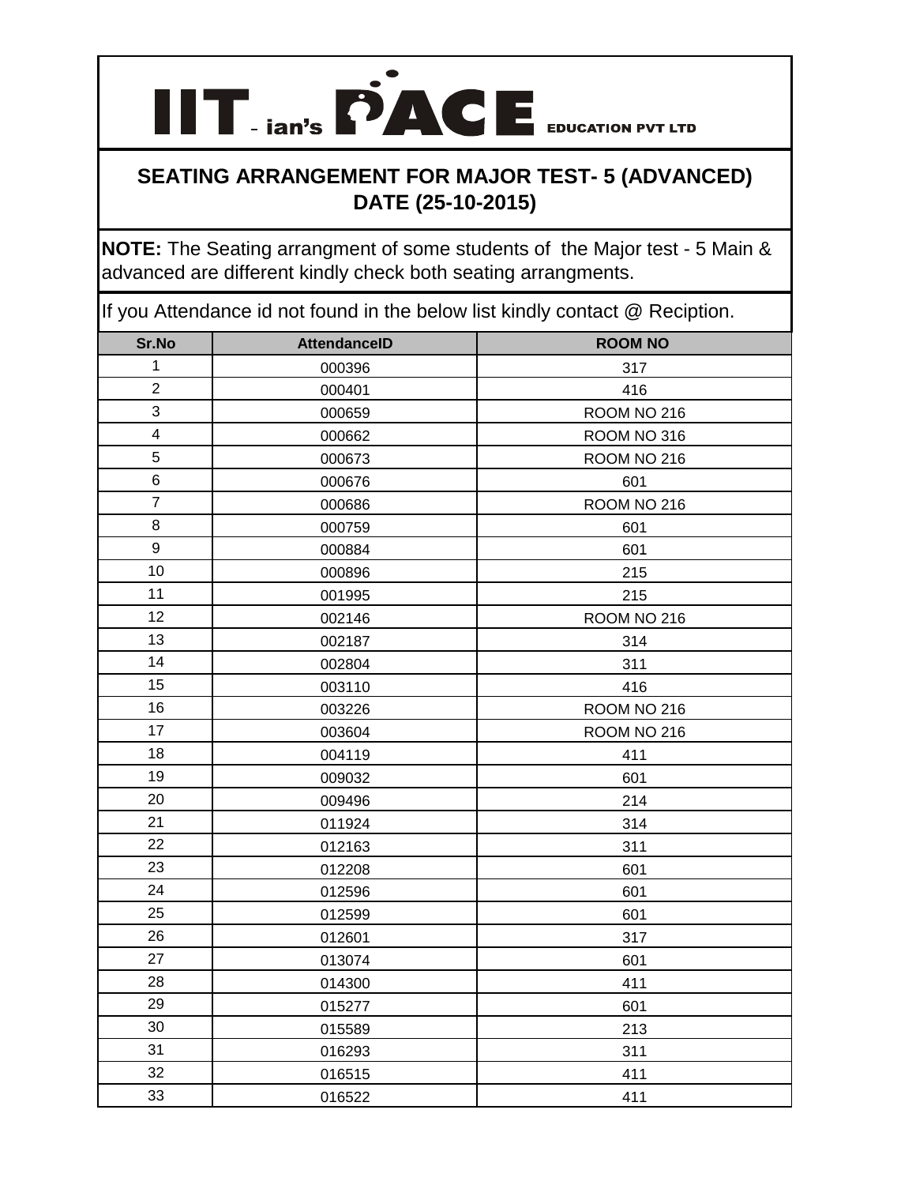# IIT - ian's PACE EDUCATION PVT LTD

## SEATING ARRANGEMENT FOR MAJOR TEST- 5 (ADVANCED) DATE (25-10-2015)

**NOTE:** The Seating arrangment of some students of the Major test - 5 Main & advanced are different kindly check both seating arrangments.

If you Attendance id not found in the below list kindly contact @ Reciption.

| Sr.No | AttendanceID | ROOM NO |
|---|---|---|
| 1 | 000396 | 317 |
| 2 | 000401 | 416 |
| 3 | 000659 | ROOM NO 216 |
| 4 | 000662 | ROOM NO 316 |
| 5 | 000673 | ROOM NO 216 |
| 6 | 000676 | 601 |
| 7 | 000686 | ROOM NO 216 |
| 8 | 000759 | 601 |
| 9 | 000884 | 601 |
| 10 | 000896 | 215 |
| 11 | 001995 | 215 |
| 12 | 002146 | ROOM NO 216 |
| 13 | 002187 | 314 |
| 14 | 002804 | 311 |
| 15 | 003110 | 416 |
| 16 | 003226 | ROOM NO 216 |
| 17 | 003604 | ROOM NO 216 |
| 18 | 004119 | 411 |
| 19 | 009032 | 601 |
| 20 | 009496 | 214 |
| 21 | 011924 | 314 |
| 22 | 012163 | 311 |
| 23 | 012208 | 601 |
| 24 | 012596 | 601 |
| 25 | 012599 | 601 |
| 26 | 012601 | 317 |
| 27 | 013074 | 601 |
| 28 | 014300 | 411 |
| 29 | 015277 | 601 |
| 30 | 015589 | 213 |
| 31 | 016293 | 311 |
| 32 | 016515 | 411 |
| 33 | 016522 | 411 |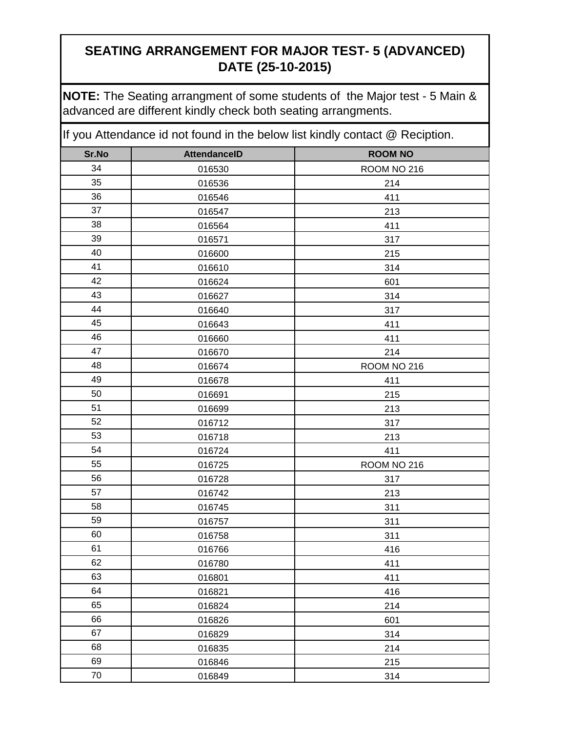## SEATING ARRANGEMENT FOR MAJOR TEST- 5 (ADVANCED) DATE (25-10-2015)

**NOTE:** The Seating arrangment of some students of the Major test - 5 Main & advanced are different kindly check both seating arrangments.

If you Attendance id not found in the below list kindly contact @ Reciption.

| Sr.No | AttendanceID | ROOM NO |
|---|---|---|
| 34 | 016530 | ROOM NO 216 |
| 35 | 016536 | 214 |
| 36 | 016546 | 411 |
| 37 | 016547 | 213 |
| 38 | 016564 | 411 |
| 39 | 016571 | 317 |
| 40 | 016600 | 215 |
| 41 | 016610 | 314 |
| 42 | 016624 | 601 |
| 43 | 016627 | 314 |
| 44 | 016640 | 317 |
| 45 | 016643 | 411 |
| 46 | 016660 | 411 |
| 47 | 016670 | 214 |
| 48 | 016674 | ROOM NO 216 |
| 49 | 016678 | 411 |
| 50 | 016691 | 215 |
| 51 | 016699 | 213 |
| 52 | 016712 | 317 |
| 53 | 016718 | 213 |
| 54 | 016724 | 411 |
| 55 | 016725 | ROOM NO 216 |
| 56 | 016728 | 317 |
| 57 | 016742 | 213 |
| 58 | 016745 | 311 |
| 59 | 016757 | 311 |
| 60 | 016758 | 311 |
| 61 | 016766 | 416 |
| 62 | 016780 | 411 |
| 63 | 016801 | 411 |
| 64 | 016821 | 416 |
| 65 | 016824 | 214 |
| 66 | 016826 | 601 |
| 67 | 016829 | 314 |
| 68 | 016835 | 214 |
| 69 | 016846 | 215 |
| 70 | 016849 | 314 |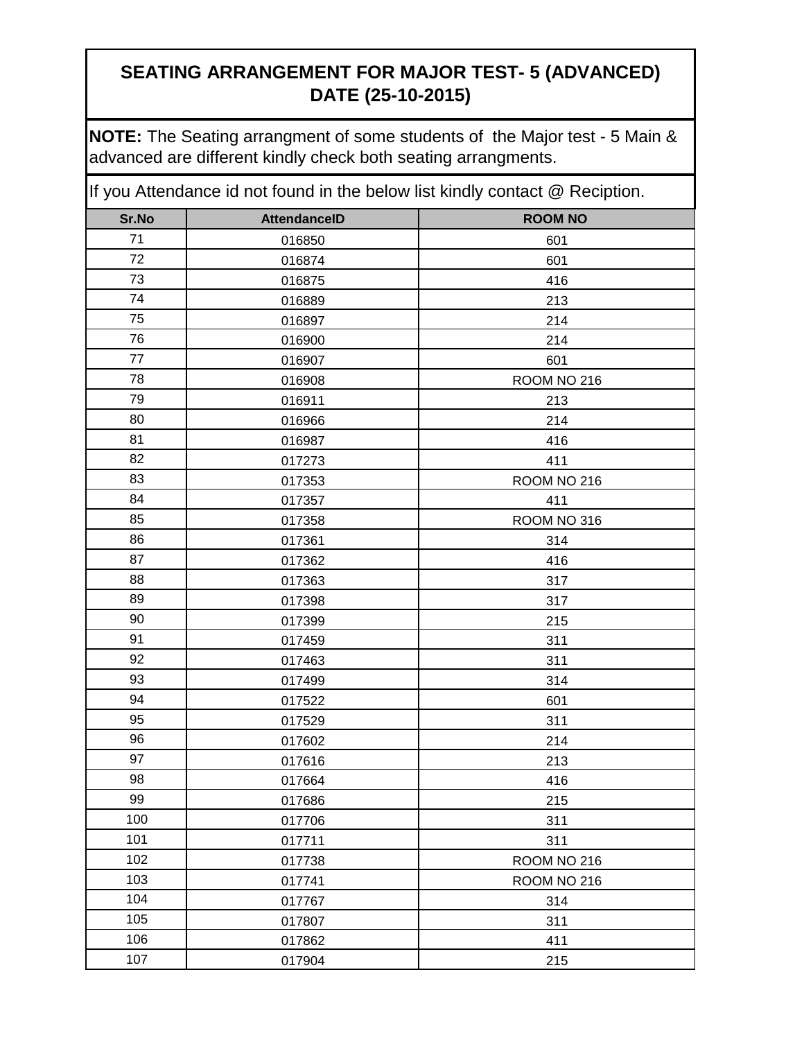## SEATING ARRANGEMENT FOR MAJOR TEST- 5 (ADVANCED) DATE (25-10-2015)

**NOTE:** The Seating arrangment of some students of the Major test - 5 Main & advanced are different kindly check both seating arrangments.

If you Attendance id not found in the below list kindly contact @ Reciption.

| Sr.No | AttendanceID | ROOM NO |
|---|---|---|
| 71 | 016850 | 601 |
| 72 | 016874 | 601 |
| 73 | 016875 | 416 |
| 74 | 016889 | 213 |
| 75 | 016897 | 214 |
| 76 | 016900 | 214 |
| 77 | 016907 | 601 |
| 78 | 016908 | ROOM NO 216 |
| 79 | 016911 | 213 |
| 80 | 016966 | 214 |
| 81 | 016987 | 416 |
| 82 | 017273 | 411 |
| 83 | 017353 | ROOM NO 216 |
| 84 | 017357 | 411 |
| 85 | 017358 | ROOM NO 316 |
| 86 | 017361 | 314 |
| 87 | 017362 | 416 |
| 88 | 017363 | 317 |
| 89 | 017398 | 317 |
| 90 | 017399 | 215 |
| 91 | 017459 | 311 |
| 92 | 017463 | 311 |
| 93 | 017499 | 314 |
| 94 | 017522 | 601 |
| 95 | 017529 | 311 |
| 96 | 017602 | 214 |
| 97 | 017616 | 213 |
| 98 | 017664 | 416 |
| 99 | 017686 | 215 |
| 100 | 017706 | 311 |
| 101 | 017711 | 311 |
| 102 | 017738 | ROOM NO 216 |
| 103 | 017741 | ROOM NO 216 |
| 104 | 017767 | 314 |
| 105 | 017807 | 311 |
| 106 | 017862 | 411 |
| 107 | 017904 | 215 |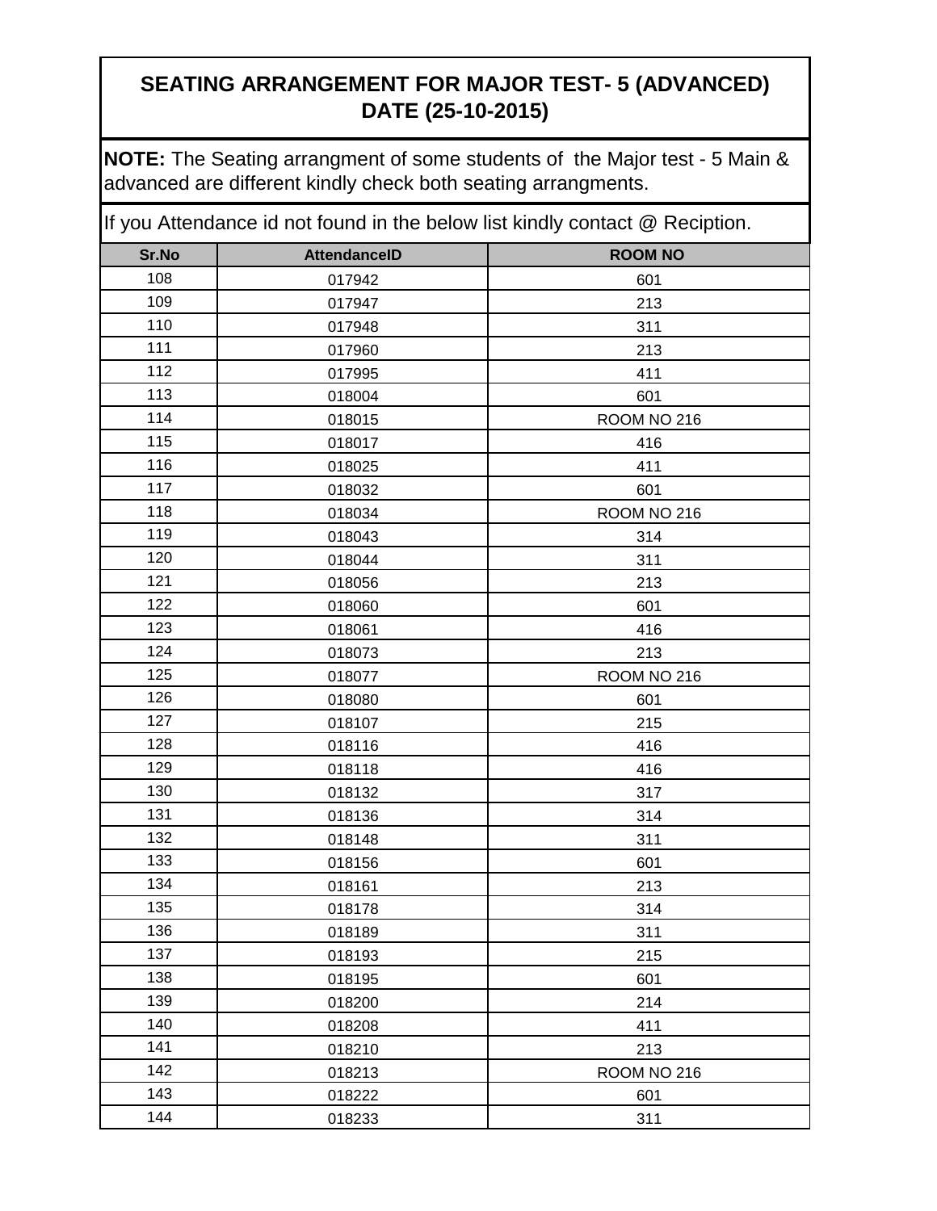## SEATING ARRANGEMENT FOR MAJOR TEST- 5 (ADVANCED) DATE (25-10-2015)

**NOTE:** The Seating arrangment of some students of the Major test - 5 Main & advanced are different kindly check both seating arrangments.

If you Attendance id not found in the below list kindly contact @ Reciption.

| Sr.No | AttendanceID | ROOM NO |
|---|---|---|
| 108 | 017942 | 601 |
| 109 | 017947 | 213 |
| 110 | 017948 | 311 |
| 111 | 017960 | 213 |
| 112 | 017995 | 411 |
| 113 | 018004 | 601 |
| 114 | 018015 | ROOM NO 216 |
| 115 | 018017 | 416 |
| 116 | 018025 | 411 |
| 117 | 018032 | 601 |
| 118 | 018034 | ROOM NO 216 |
| 119 | 018043 | 314 |
| 120 | 018044 | 311 |
| 121 | 018056 | 213 |
| 122 | 018060 | 601 |
| 123 | 018061 | 416 |
| 124 | 018073 | 213 |
| 125 | 018077 | ROOM NO 216 |
| 126 | 018080 | 601 |
| 127 | 018107 | 215 |
| 128 | 018116 | 416 |
| 129 | 018118 | 416 |
| 130 | 018132 | 317 |
| 131 | 018136 | 314 |
| 132 | 018148 | 311 |
| 133 | 018156 | 601 |
| 134 | 018161 | 213 |
| 135 | 018178 | 314 |
| 136 | 018189 | 311 |
| 137 | 018193 | 215 |
| 138 | 018195 | 601 |
| 139 | 018200 | 214 |
| 140 | 018208 | 411 |
| 141 | 018210 | 213 |
| 142 | 018213 | ROOM NO 216 |
| 143 | 018222 | 601 |
| 144 | 018233 | 311 |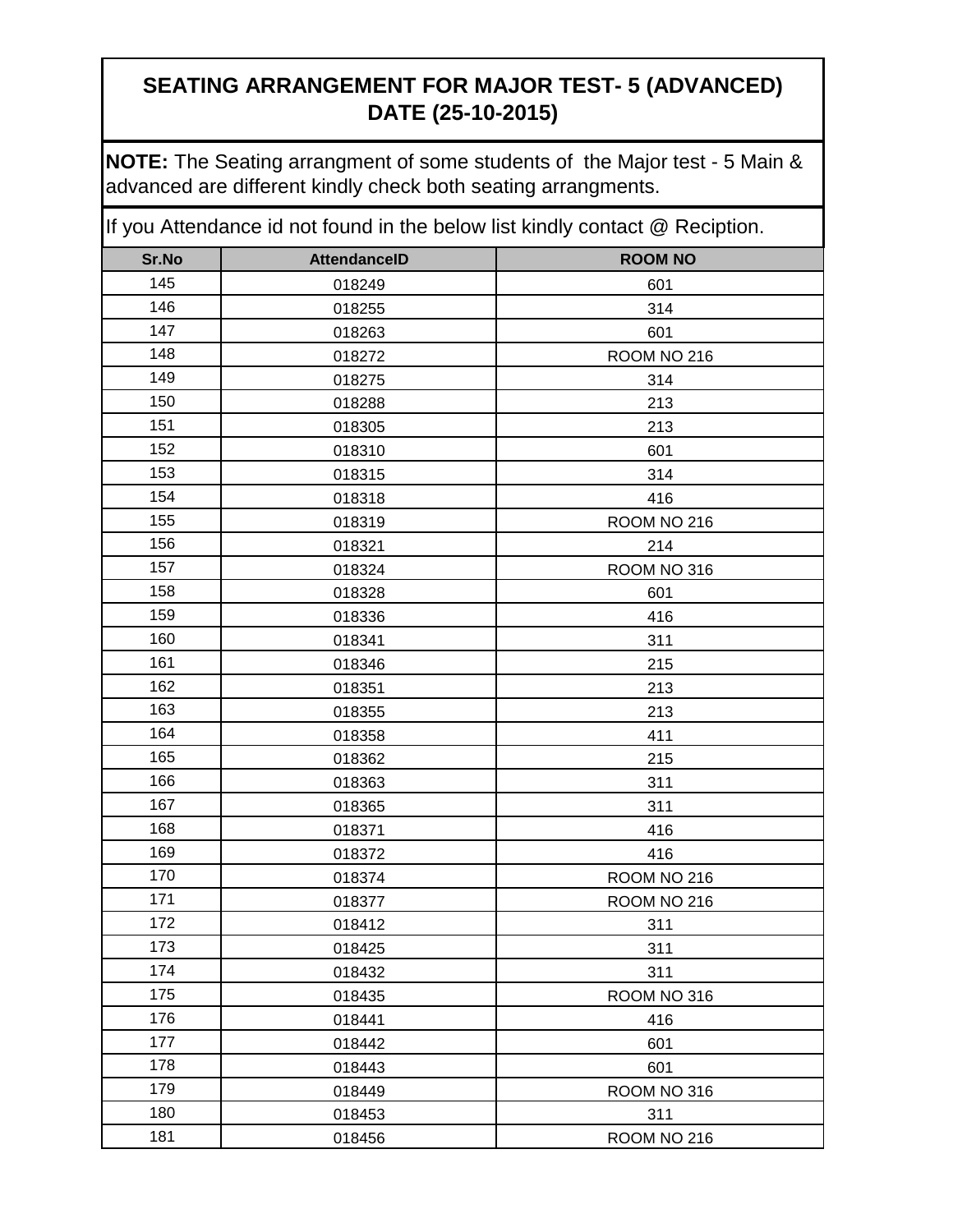# SEATING ARRANGEMENT FOR MAJOR TEST- 5 (ADVANCED) DATE (25-10-2015)

**NOTE:** The Seating arrangment of some students of the Major test - 5 Main & advanced are different kindly check both seating arrangments.

If you Attendance id not found in the below list kindly contact @ Reciption.

| Sr.No | AttendanceID | ROOM NO |
|---|---|---|
| 145 | 018249 | 601 |
| 146 | 018255 | 314 |
| 147 | 018263 | 601 |
| 148 | 018272 | ROOM NO 216 |
| 149 | 018275 | 314 |
| 150 | 018288 | 213 |
| 151 | 018305 | 213 |
| 152 | 018310 | 601 |
| 153 | 018315 | 314 |
| 154 | 018318 | 416 |
| 155 | 018319 | ROOM NO 216 |
| 156 | 018321 | 214 |
| 157 | 018324 | ROOM NO 316 |
| 158 | 018328 | 601 |
| 159 | 018336 | 416 |
| 160 | 018341 | 311 |
| 161 | 018346 | 215 |
| 162 | 018351 | 213 |
| 163 | 018355 | 213 |
| 164 | 018358 | 411 |
| 165 | 018362 | 215 |
| 166 | 018363 | 311 |
| 167 | 018365 | 311 |
| 168 | 018371 | 416 |
| 169 | 018372 | 416 |
| 170 | 018374 | ROOM NO 216 |
| 171 | 018377 | ROOM NO 216 |
| 172 | 018412 | 311 |
| 173 | 018425 | 311 |
| 174 | 018432 | 311 |
| 175 | 018435 | ROOM NO 316 |
| 176 | 018441 | 416 |
| 177 | 018442 | 601 |
| 178 | 018443 | 601 |
| 179 | 018449 | ROOM NO 316 |
| 180 | 018453 | 311 |
| 181 | 018456 | ROOM NO 216 |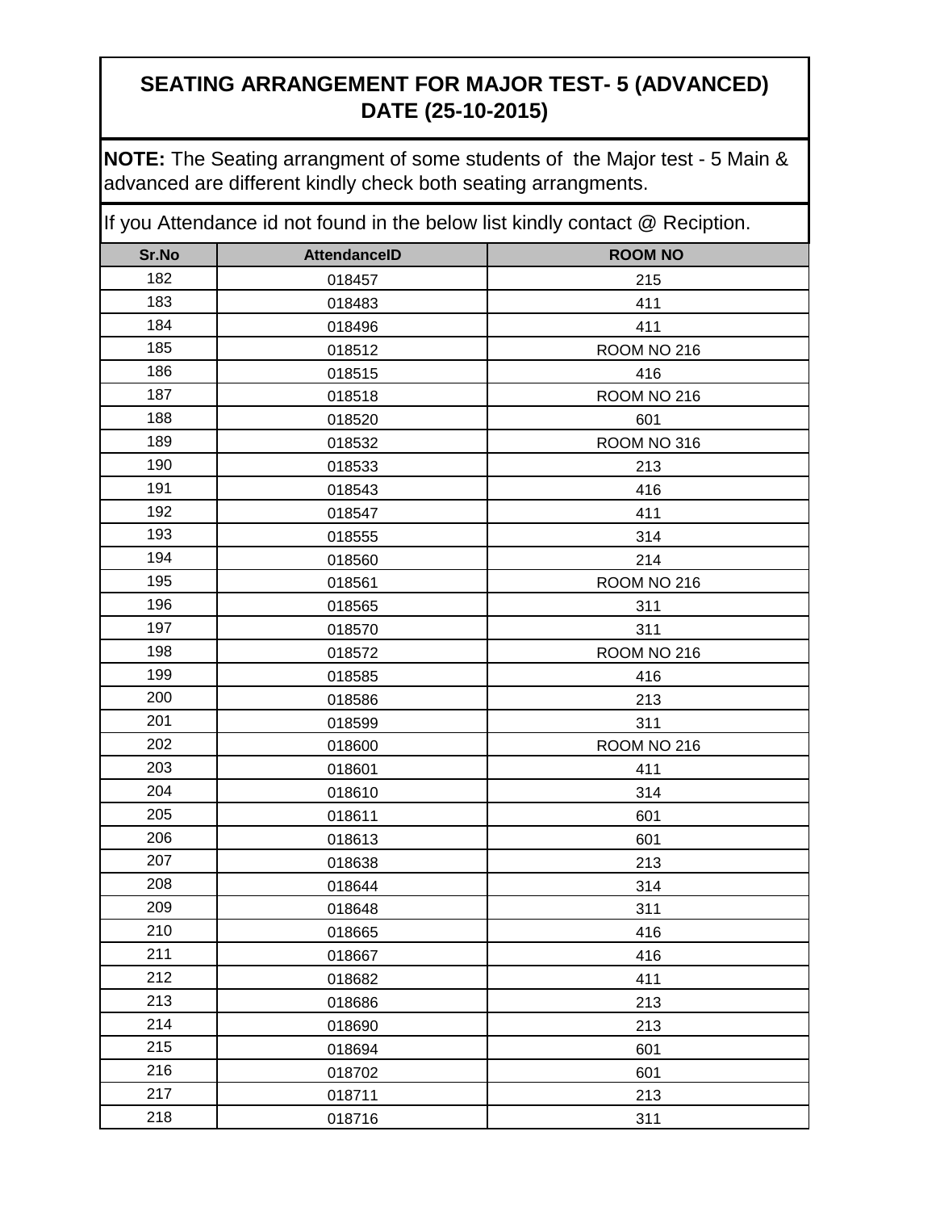## SEATING ARRANGEMENT FOR MAJOR TEST- 5 (ADVANCED) DATE (25-10-2015)

**NOTE:** The Seating arrangment of some students of the Major test - 5 Main & advanced are different kindly check both seating arrangments.

If you Attendance id not found in the below list kindly contact @ Reciption.

| Sr.No | AttendanceID | ROOM NO |
|---|---|---|
| 182 | 018457 | 215 |
| 183 | 018483 | 411 |
| 184 | 018496 | 411 |
| 185 | 018512 | ROOM NO 216 |
| 186 | 018515 | 416 |
| 187 | 018518 | ROOM NO 216 |
| 188 | 018520 | 601 |
| 189 | 018532 | ROOM NO 316 |
| 190 | 018533 | 213 |
| 191 | 018543 | 416 |
| 192 | 018547 | 411 |
| 193 | 018555 | 314 |
| 194 | 018560 | 214 |
| 195 | 018561 | ROOM NO 216 |
| 196 | 018565 | 311 |
| 197 | 018570 | 311 |
| 198 | 018572 | ROOM NO 216 |
| 199 | 018585 | 416 |
| 200 | 018586 | 213 |
| 201 | 018599 | 311 |
| 202 | 018600 | ROOM NO 216 |
| 203 | 018601 | 411 |
| 204 | 018610 | 314 |
| 205 | 018611 | 601 |
| 206 | 018613 | 601 |
| 207 | 018638 | 213 |
| 208 | 018644 | 314 |
| 209 | 018648 | 311 |
| 210 | 018665 | 416 |
| 211 | 018667 | 416 |
| 212 | 018682 | 411 |
| 213 | 018686 | 213 |
| 214 | 018690 | 213 |
| 215 | 018694 | 601 |
| 216 | 018702 | 601 |
| 217 | 018711 | 213 |
| 218 | 018716 | 311 |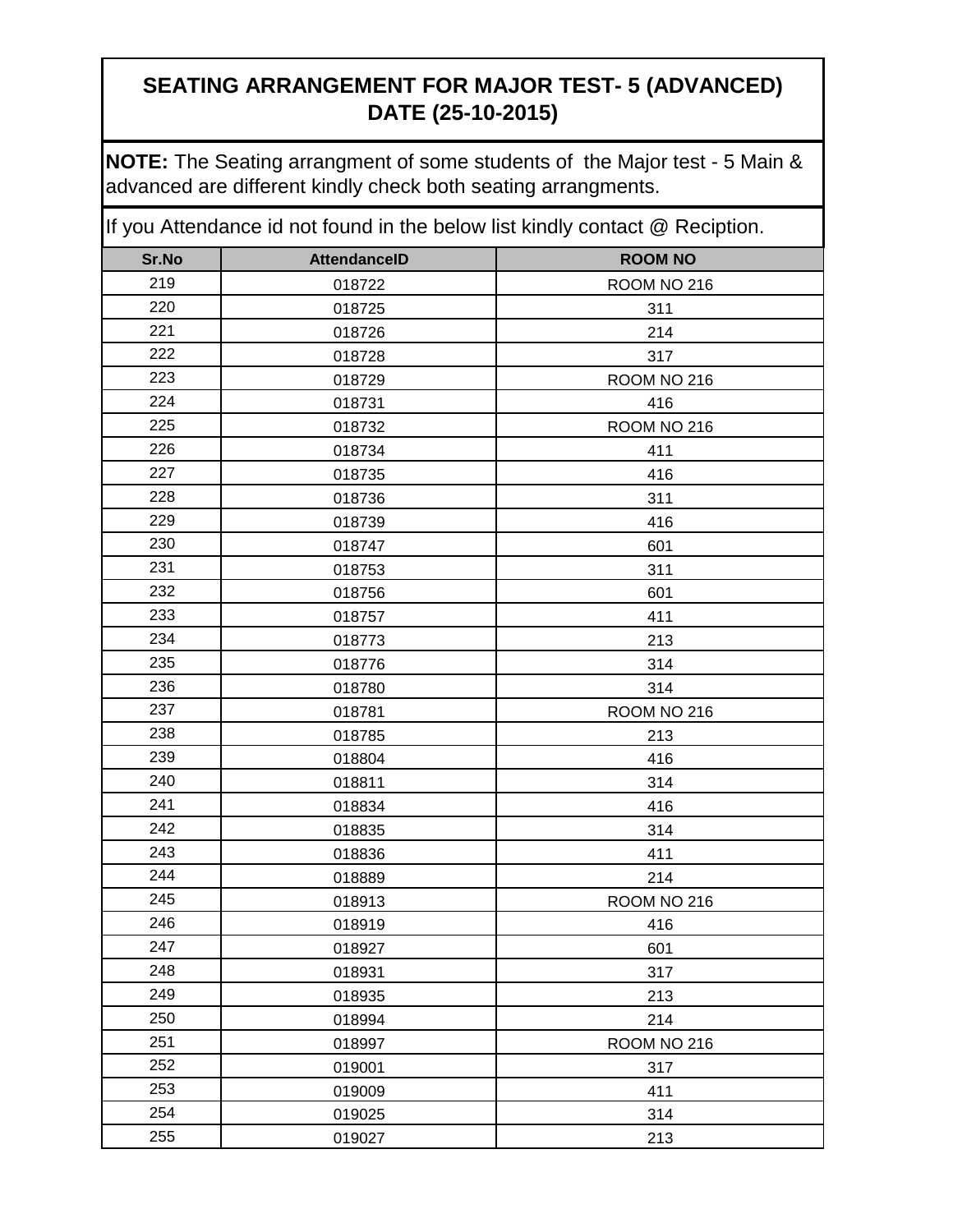# SEATING ARRANGEMENT FOR MAJOR TEST- 5 (ADVANCED)
## DATE (25-10-2015)

**NOTE:** The Seating arrangment of some students of the Major test - 5 Main & advanced are different kindly check both seating arrangments.

If you Attendance id not found in the below list kindly contact @ Reciption.

| Sr.No | AttendanceID | ROOM NO |
|---|---|---|
| 219 | 018722 | ROOM NO 216 |
| 220 | 018725 | 311 |
| 221 | 018726 | 214 |
| 222 | 018728 | 317 |
| 223 | 018729 | ROOM NO 216 |
| 224 | 018731 | 416 |
| 225 | 018732 | ROOM NO 216 |
| 226 | 018734 | 411 |
| 227 | 018735 | 416 |
| 228 | 018736 | 311 |
| 229 | 018739 | 416 |
| 230 | 018747 | 601 |
| 231 | 018753 | 311 |
| 232 | 018756 | 601 |
| 233 | 018757 | 411 |
| 234 | 018773 | 213 |
| 235 | 018776 | 314 |
| 236 | 018780 | 314 |
| 237 | 018781 | ROOM NO 216 |
| 238 | 018785 | 213 |
| 239 | 018804 | 416 |
| 240 | 018811 | 314 |
| 241 | 018834 | 416 |
| 242 | 018835 | 314 |
| 243 | 018836 | 411 |
| 244 | 018889 | 214 |
| 245 | 018913 | ROOM NO 216 |
| 246 | 018919 | 416 |
| 247 | 018927 | 601 |
| 248 | 018931 | 317 |
| 249 | 018935 | 213 |
| 250 | 018994 | 214 |
| 251 | 018997 | ROOM NO 216 |
| 252 | 019001 | 317 |
| 253 | 019009 | 411 |
| 254 | 019025 | 314 |
| 255 | 019027 | 213 |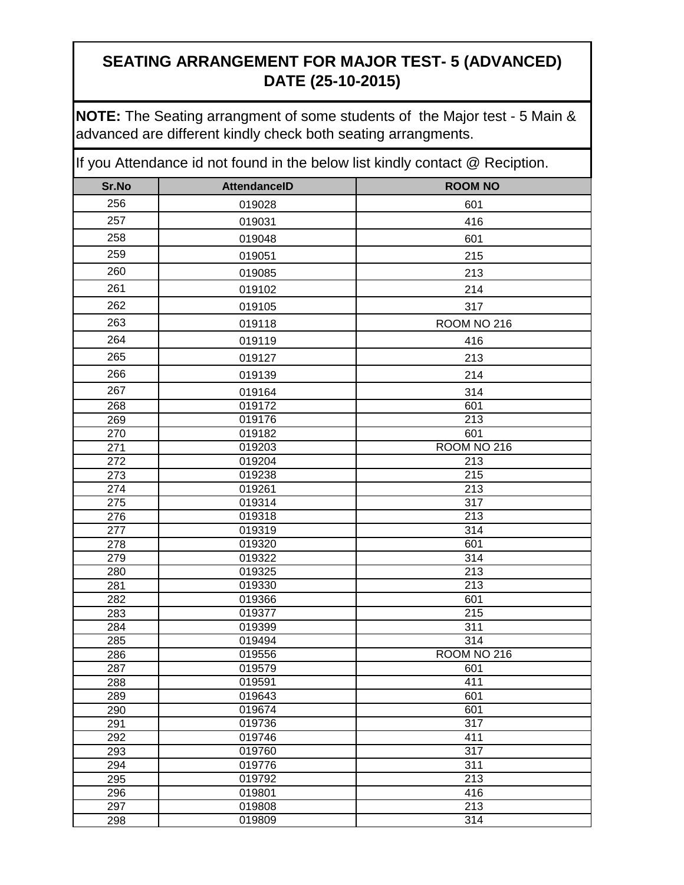# SEATING ARRANGEMENT FOR MAJOR TEST- 5 (ADVANCED) DATE (25-10-2015)

**NOTE:** The Seating arrangment of some students of the Major test - 5 Main & advanced are different kindly check both seating arrangments.

If you Attendance id not found in the below list kindly contact @ Reciption.

| Sr.No | AttendanceID | ROOM NO |
|---|---|---|
| 256 | 019028 | 601 |
| 257 | 019031 | 416 |
| 258 | 019048 | 601 |
| 259 | 019051 | 215 |
| 260 | 019085 | 213 |
| 261 | 019102 | 214 |
| 262 | 019105 | 317 |
| 263 | 019118 | ROOM NO 216 |
| 264 | 019119 | 416 |
| 265 | 019127 | 213 |
| 266 | 019139 | 214 |
| 267 | 019164 | 314 |
| 268 | 019172 | 601 |
| 269 | 019176 | 213 |
| 270 | 019182 | 601 |
| 271 | 019203 | ROOM NO 216 |
| 272 | 019204 | 213 |
| 273 | 019238 | 215 |
| 274 | 019261 | 213 |
| 275 | 019314 | 317 |
| 276 | 019318 | 213 |
| 277 | 019319 | 314 |
| 278 | 019320 | 601 |
| 279 | 019322 | 314 |
| 280 | 019325 | 213 |
| 281 | 019330 | 213 |
| 282 | 019366 | 601 |
| 283 | 019377 | 215 |
| 284 | 019399 | 311 |
| 285 | 019494 | 314 |
| 286 | 019556 | ROOM NO 216 |
| 287 | 019579 | 601 |
| 288 | 019591 | 411 |
| 289 | 019643 | 601 |
| 290 | 019674 | 601 |
| 291 | 019736 | 317 |
| 292 | 019746 | 411 |
| 293 | 019760 | 317 |
| 294 | 019776 | 311 |
| 295 | 019792 | 213 |
| 296 | 019801 | 416 |
| 297 | 019808 | 213 |
| 298 | 019809 | 314 |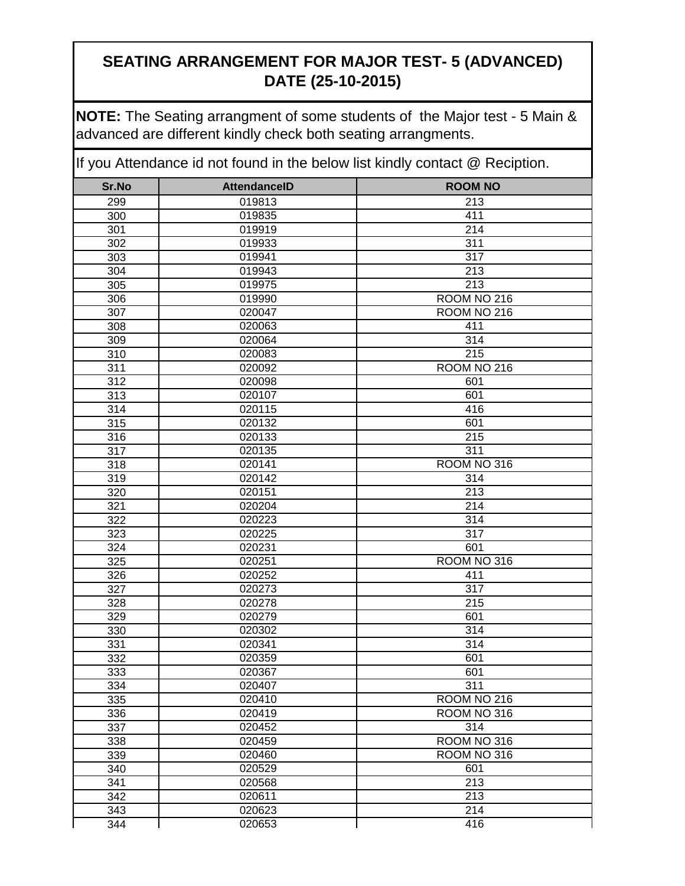# SEATING ARRANGEMENT FOR MAJOR TEST- 5 (ADVANCED) DATE (25-10-2015)

**NOTE:** The Seating arrangment of some students of the Major test - 5 Main & advanced are different kindly check both seating arrangments.

If you Attendance id not found in the below list kindly contact @ Reciption.

| Sr.No | AttendanceID | ROOM NO |
|---|---|---|
| 299 | 019813 | 213 |
| 300 | 019835 | 411 |
| 301 | 019919 | 214 |
| 302 | 019933 | 311 |
| 303 | 019941 | 317 |
| 304 | 019943 | 213 |
| 305 | 019975 | 213 |
| 306 | 019990 | ROOM NO 216 |
| 307 | 020047 | ROOM NO 216 |
| 308 | 020063 | 411 |
| 309 | 020064 | 314 |
| 310 | 020083 | 215 |
| 311 | 020092 | ROOM NO 216 |
| 312 | 020098 | 601 |
| 313 | 020107 | 601 |
| 314 | 020115 | 416 |
| 315 | 020132 | 601 |
| 316 | 020133 | 215 |
| 317 | 020135 | 311 |
| 318 | 020141 | ROOM NO 316 |
| 319 | 020142 | 314 |
| 320 | 020151 | 213 |
| 321 | 020204 | 214 |
| 322 | 020223 | 314 |
| 323 | 020225 | 317 |
| 324 | 020231 | 601 |
| 325 | 020251 | ROOM NO 316 |
| 326 | 020252 | 411 |
| 327 | 020273 | 317 |
| 328 | 020278 | 215 |
| 329 | 020279 | 601 |
| 330 | 020302 | 314 |
| 331 | 020341 | 314 |
| 332 | 020359 | 601 |
| 333 | 020367 | 601 |
| 334 | 020407 | 311 |
| 335 | 020410 | ROOM NO 216 |
| 336 | 020419 | ROOM NO 316 |
| 337 | 020452 | 314 |
| 338 | 020459 | ROOM NO 316 |
| 339 | 020460 | ROOM NO 316 |
| 340 | 020529 | 601 |
| 341 | 020568 | 213 |
| 342 | 020611 | 213 |
| 343 | 020623 | 214 |
| 344 | 020653 | 416 |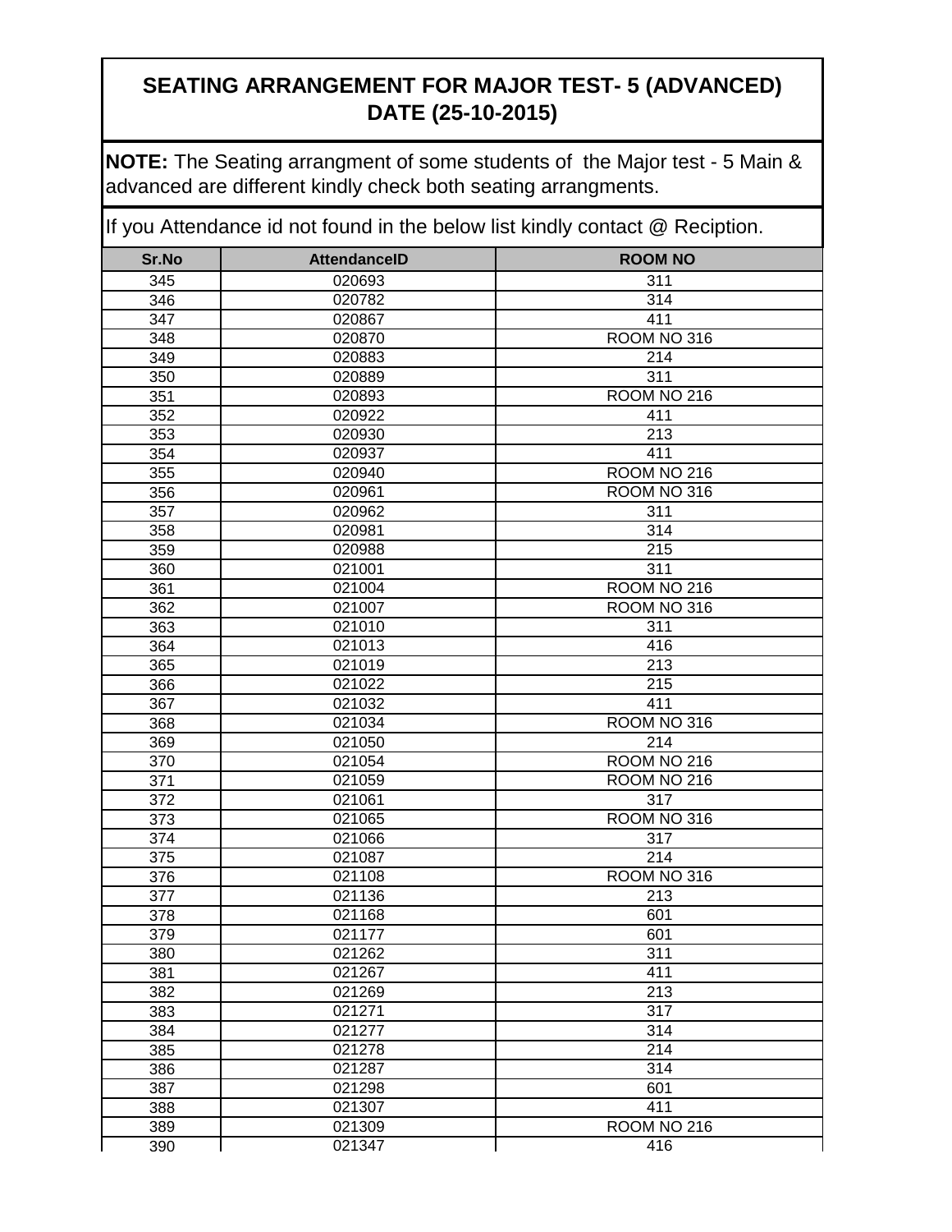## SEATING ARRANGEMENT FOR MAJOR TEST- 5 (ADVANCED) DATE (25-10-2015)

**NOTE:** The Seating arrangment of some students of the Major test - 5 Main & advanced are different kindly check both seating arrangments.

If you Attendance id not found in the below list kindly contact @ Reciption.

| Sr.No | AttendanceID | ROOM NO |
|---|---|---|
| 345 | 020693 | 311 |
| 346 | 020782 | 314 |
| 347 | 020867 | 411 |
| 348 | 020870 | ROOM NO 316 |
| 349 | 020883 | 214 |
| 350 | 020889 | 311 |
| 351 | 020893 | ROOM NO 216 |
| 352 | 020922 | 411 |
| 353 | 020930 | 213 |
| 354 | 020937 | 411 |
| 355 | 020940 | ROOM NO 216 |
| 356 | 020961 | ROOM NO 316 |
| 357 | 020962 | 311 |
| 358 | 020981 | 314 |
| 359 | 020988 | 215 |
| 360 | 021001 | 311 |
| 361 | 021004 | ROOM NO 216 |
| 362 | 021007 | ROOM NO 316 |
| 363 | 021010 | 311 |
| 364 | 021013 | 416 |
| 365 | 021019 | 213 |
| 366 | 021022 | 215 |
| 367 | 021032 | 411 |
| 368 | 021034 | ROOM NO 316 |
| 369 | 021050 | 214 |
| 370 | 021054 | ROOM NO 216 |
| 371 | 021059 | ROOM NO 216 |
| 372 | 021061 | 317 |
| 373 | 021065 | ROOM NO 316 |
| 374 | 021066 | 317 |
| 375 | 021087 | 214 |
| 376 | 021108 | ROOM NO 316 |
| 377 | 021136 | 213 |
| 378 | 021168 | 601 |
| 379 | 021177 | 601 |
| 380 | 021262 | 311 |
| 381 | 021267 | 411 |
| 382 | 021269 | 213 |
| 383 | 021271 | 317 |
| 384 | 021277 | 314 |
| 385 | 021278 | 214 |
| 386 | 021287 | 314 |
| 387 | 021298 | 601 |
| 388 | 021307 | 411 |
| 389 | 021309 | ROOM NO 216 |
| 390 | 021347 | 416 |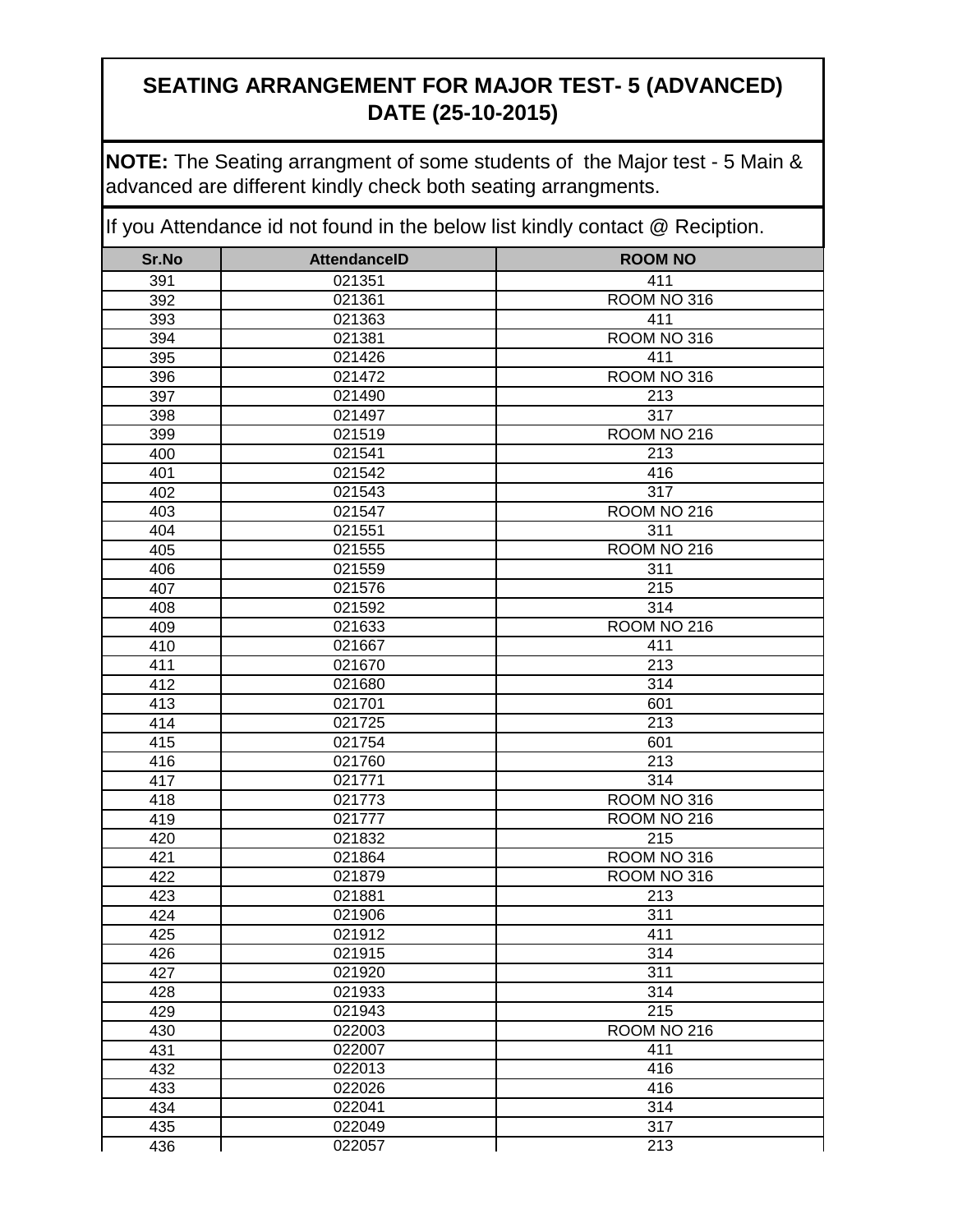## SEATING ARRANGEMENT FOR MAJOR TEST- 5 (ADVANCED) DATE (25-10-2015)

**NOTE:** The Seating arrangment of some students of the Major test - 5 Main & advanced are different kindly check both seating arrangments.

If you Attendance id not found in the below list kindly contact @ Reciption.

| Sr.No | AttendanceID | ROOM NO |
|---|---|---|
| 391 | 021351 | 411 |
| 392 | 021361 | ROOM NO 316 |
| 393 | 021363 | 411 |
| 394 | 021381 | ROOM NO 316 |
| 395 | 021426 | 411 |
| 396 | 021472 | ROOM NO 316 |
| 397 | 021490 | 213 |
| 398 | 021497 | 317 |
| 399 | 021519 | ROOM NO 216 |
| 400 | 021541 | 213 |
| 401 | 021542 | 416 |
| 402 | 021543 | 317 |
| 403 | 021547 | ROOM NO 216 |
| 404 | 021551 | 311 |
| 405 | 021555 | ROOM NO 216 |
| 406 | 021559 | 311 |
| 407 | 021576 | 215 |
| 408 | 021592 | 314 |
| 409 | 021633 | ROOM NO 216 |
| 410 | 021667 | 411 |
| 411 | 021670 | 213 |
| 412 | 021680 | 314 |
| 413 | 021701 | 601 |
| 414 | 021725 | 213 |
| 415 | 021754 | 601 |
| 416 | 021760 | 213 |
| 417 | 021771 | 314 |
| 418 | 021773 | ROOM NO 316 |
| 419 | 021777 | ROOM NO 216 |
| 420 | 021832 | 215 |
| 421 | 021864 | ROOM NO 316 |
| 422 | 021879 | ROOM NO 316 |
| 423 | 021881 | 213 |
| 424 | 021906 | 311 |
| 425 | 021912 | 411 |
| 426 | 021915 | 314 |
| 427 | 021920 | 311 |
| 428 | 021933 | 314 |
| 429 | 021943 | 215 |
| 430 | 022003 | ROOM NO 216 |
| 431 | 022007 | 411 |
| 432 | 022013 | 416 |
| 433 | 022026 | 416 |
| 434 | 022041 | 314 |
| 435 | 022049 | 317 |
| 436 | 022057 | 213 |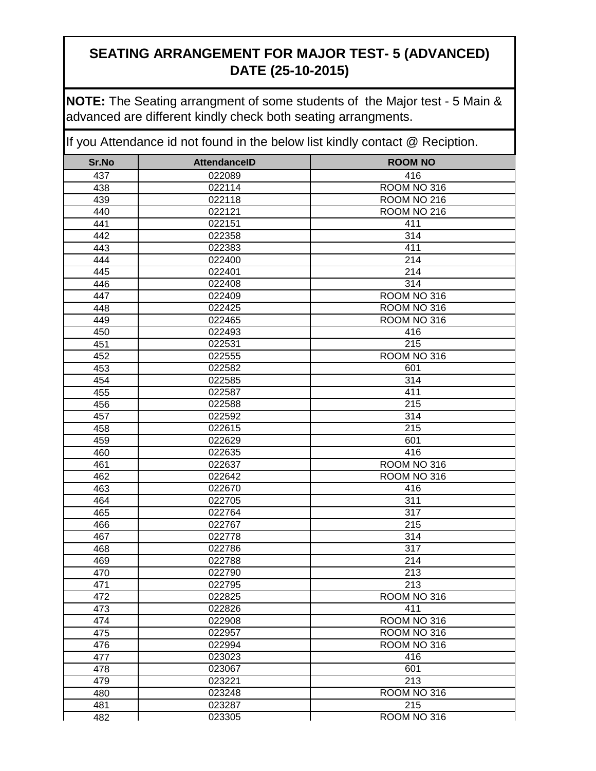# SEATING ARRANGEMENT FOR MAJOR TEST- 5 (ADVANCED) DATE (25-10-2015)

**NOTE:** The Seating arrangment of some students of the Major test - 5 Main & advanced are different kindly check both seating arrangments.

If you Attendance id not found in the below list kindly contact @ Reciption.

| Sr.No | AttendanceID | ROOM NO |
|---|---|---|
| 437 | 022089 | 416 |
| 438 | 022114 | ROOM NO 316 |
| 439 | 022118 | ROOM NO 216 |
| 440 | 022121 | ROOM NO 216 |
| 441 | 022151 | 411 |
| 442 | 022358 | 314 |
| 443 | 022383 | 411 |
| 444 | 022400 | 214 |
| 445 | 022401 | 214 |
| 446 | 022408 | 314 |
| 447 | 022409 | ROOM NO 316 |
| 448 | 022425 | ROOM NO 316 |
| 449 | 022465 | ROOM NO 316 |
| 450 | 022493 | 416 |
| 451 | 022531 | 215 |
| 452 | 022555 | ROOM NO 316 |
| 453 | 022582 | 601 |
| 454 | 022585 | 314 |
| 455 | 022587 | 411 |
| 456 | 022588 | 215 |
| 457 | 022592 | 314 |
| 458 | 022615 | 215 |
| 459 | 022629 | 601 |
| 460 | 022635 | 416 |
| 461 | 022637 | ROOM NO 316 |
| 462 | 022642 | ROOM NO 316 |
| 463 | 022670 | 416 |
| 464 | 022705 | 311 |
| 465 | 022764 | 317 |
| 466 | 022767 | 215 |
| 467 | 022778 | 314 |
| 468 | 022786 | 317 |
| 469 | 022788 | 214 |
| 470 | 022790 | 213 |
| 471 | 022795 | 213 |
| 472 | 022825 | ROOM NO 316 |
| 473 | 022826 | 411 |
| 474 | 022908 | ROOM NO 316 |
| 475 | 022957 | ROOM NO 316 |
| 476 | 022994 | ROOM NO 316 |
| 477 | 023023 | 416 |
| 478 | 023067 | 601 |
| 479 | 023221 | 213 |
| 480 | 023248 | ROOM NO 316 |
| 481 | 023287 | 215 |
| 482 | 023305 | ROOM NO 316 |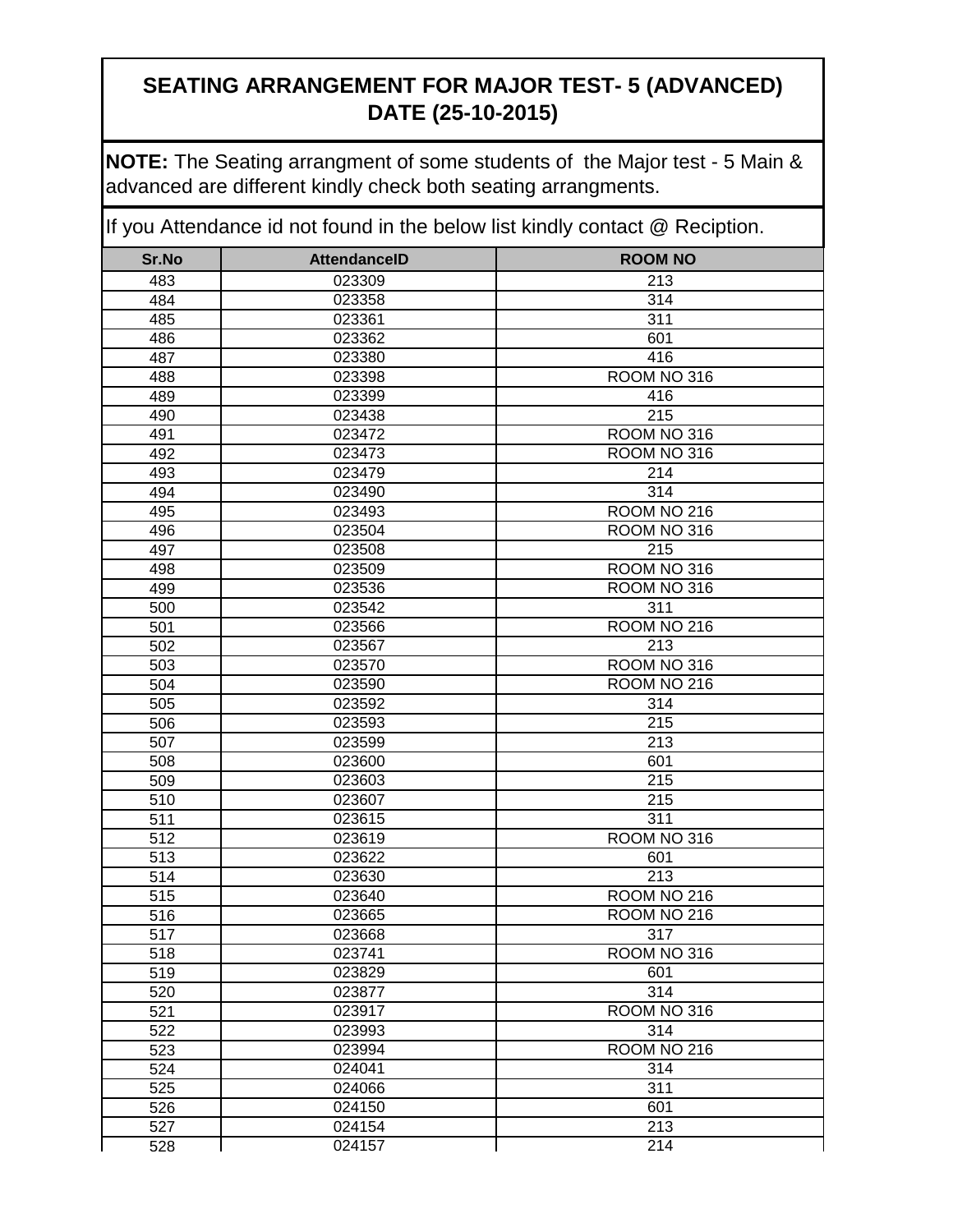# SEATING ARRANGEMENT FOR MAJOR TEST- 5 (ADVANCED) DATE (25-10-2015)

**NOTE:** The Seating arrangment of some students of the Major test - 5 Main & advanced are different kindly check both seating arrangments.

If you Attendance id not found in the below list kindly contact @ Reciption.

| Sr.No | AttendanceID | ROOM NO |
|---|---|---|
| 483 | 023309 | 213 |
| 484 | 023358 | 314 |
| 485 | 023361 | 311 |
| 486 | 023362 | 601 |
| 487 | 023380 | 416 |
| 488 | 023398 | ROOM NO 316 |
| 489 | 023399 | 416 |
| 490 | 023438 | 215 |
| 491 | 023472 | ROOM NO 316 |
| 492 | 023473 | ROOM NO 316 |
| 493 | 023479 | 214 |
| 494 | 023490 | 314 |
| 495 | 023493 | ROOM NO 216 |
| 496 | 023504 | ROOM NO 316 |
| 497 | 023508 | 215 |
| 498 | 023509 | ROOM NO 316 |
| 499 | 023536 | ROOM NO 316 |
| 500 | 023542 | 311 |
| 501 | 023566 | ROOM NO 216 |
| 502 | 023567 | 213 |
| 503 | 023570 | ROOM NO 316 |
| 504 | 023590 | ROOM NO 216 |
| 505 | 023592 | 314 |
| 506 | 023593 | 215 |
| 507 | 023599 | 213 |
| 508 | 023600 | 601 |
| 509 | 023603 | 215 |
| 510 | 023607 | 215 |
| 511 | 023615 | 311 |
| 512 | 023619 | ROOM NO 316 |
| 513 | 023622 | 601 |
| 514 | 023630 | 213 |
| 515 | 023640 | ROOM NO 216 |
| 516 | 023665 | ROOM NO 216 |
| 517 | 023668 | 317 |
| 518 | 023741 | ROOM NO 316 |
| 519 | 023829 | 601 |
| 520 | 023877 | 314 |
| 521 | 023917 | ROOM NO 316 |
| 522 | 023993 | 314 |
| 523 | 023994 | ROOM NO 216 |
| 524 | 024041 | 314 |
| 525 | 024066 | 311 |
| 526 | 024150 | 601 |
| 527 | 024154 | 213 |
| 528 | 024157 | 214 |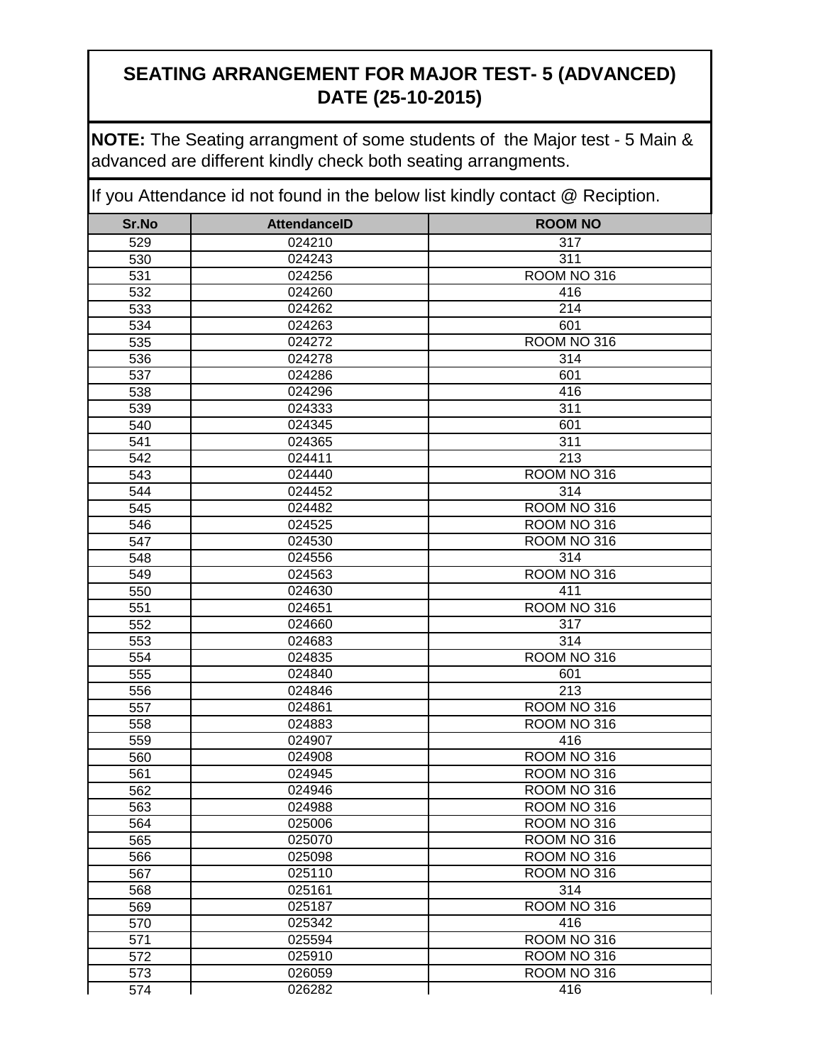## SEATING ARRANGEMENT FOR MAJOR TEST- 5 (ADVANCED) DATE (25-10-2015)

**NOTE:** The Seating arrangment of some students of the Major test - 5 Main & advanced are different kindly check both seating arrangments.

If you Attendance id not found in the below list kindly contact @ Reciption.

| Sr.No | AttendanceID | ROOM NO |
|---|---|---|
| 529 | 024210 | 317 |
| 530 | 024243 | 311 |
| 531 | 024256 | ROOM NO 316 |
| 532 | 024260 | 416 |
| 533 | 024262 | 214 |
| 534 | 024263 | 601 |
| 535 | 024272 | ROOM NO 316 |
| 536 | 024278 | 314 |
| 537 | 024286 | 601 |
| 538 | 024296 | 416 |
| 539 | 024333 | 311 |
| 540 | 024345 | 601 |
| 541 | 024365 | 311 |
| 542 | 024411 | 213 |
| 543 | 024440 | ROOM NO 316 |
| 544 | 024452 | 314 |
| 545 | 024482 | ROOM NO 316 |
| 546 | 024525 | ROOM NO 316 |
| 547 | 024530 | ROOM NO 316 |
| 548 | 024556 | 314 |
| 549 | 024563 | ROOM NO 316 |
| 550 | 024630 | 411 |
| 551 | 024651 | ROOM NO 316 |
| 552 | 024660 | 317 |
| 553 | 024683 | 314 |
| 554 | 024835 | ROOM NO 316 |
| 555 | 024840 | 601 |
| 556 | 024846 | 213 |
| 557 | 024861 | ROOM NO 316 |
| 558 | 024883 | ROOM NO 316 |
| 559 | 024907 | 416 |
| 560 | 024908 | ROOM NO 316 |
| 561 | 024945 | ROOM NO 316 |
| 562 | 024946 | ROOM NO 316 |
| 563 | 024988 | ROOM NO 316 |
| 564 | 025006 | ROOM NO 316 |
| 565 | 025070 | ROOM NO 316 |
| 566 | 025098 | ROOM NO 316 |
| 567 | 025110 | ROOM NO 316 |
| 568 | 025161 | 314 |
| 569 | 025187 | ROOM NO 316 |
| 570 | 025342 | 416 |
| 571 | 025594 | ROOM NO 316 |
| 572 | 025910 | ROOM NO 316 |
| 573 | 026059 | ROOM NO 316 |
| 574 | 026282 | 416 |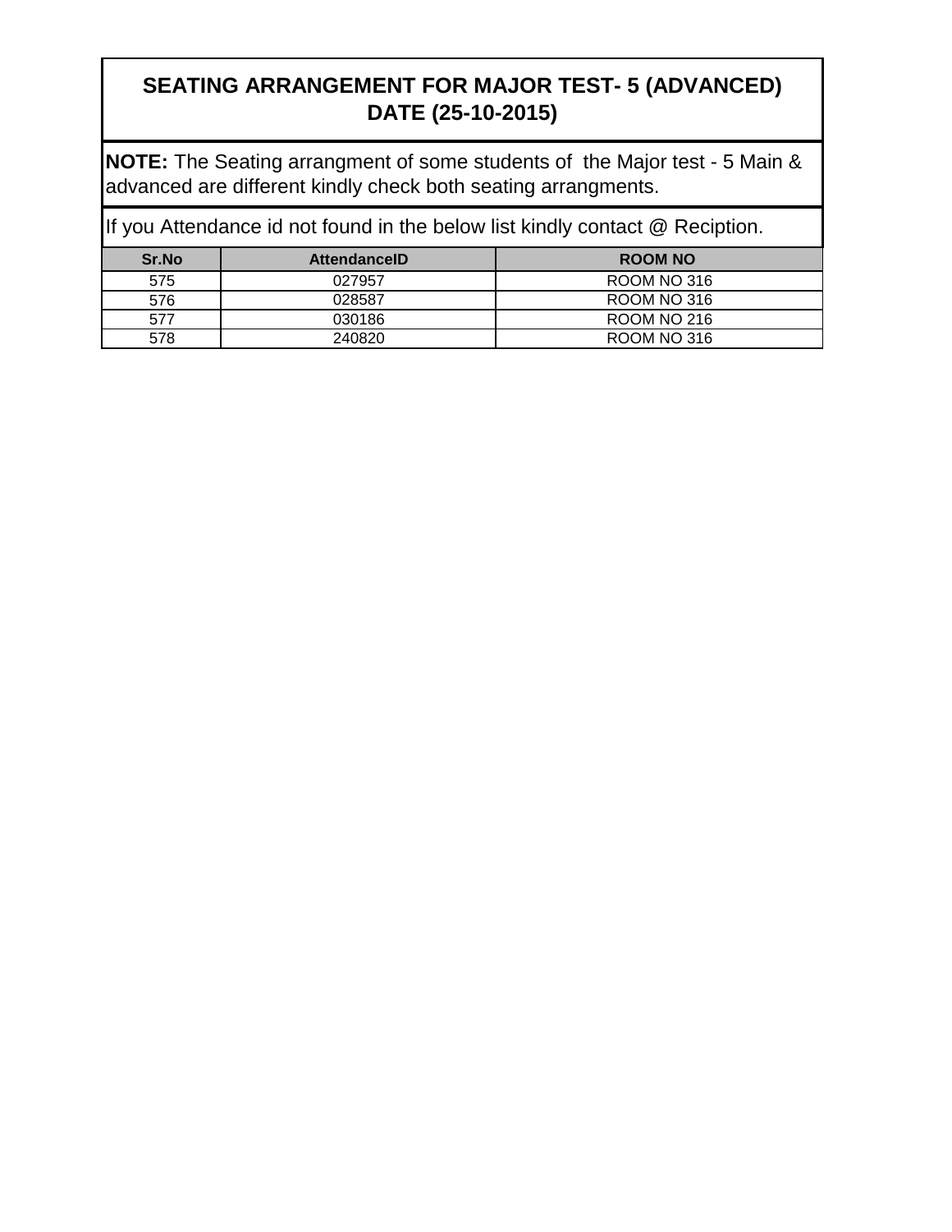# SEATING ARRANGEMENT FOR MAJOR TEST- 5 (ADVANCED) DATE (25-10-2015)

**NOTE:** The Seating arrangment of some students of the Major test - 5 Main & advanced are different kindly check both seating arrangments.

If you Attendance id not found in the below list kindly contact @ Reciption.

| Sr.No | AttendanceID | ROOM NO |
|---|---|---|
| 575 | 027957 | ROOM NO 316 |
| 576 | 028587 | ROOM NO 316 |
| 577 | 030186 | ROOM NO 216 |
| 578 | 240820 | ROOM NO 316 |